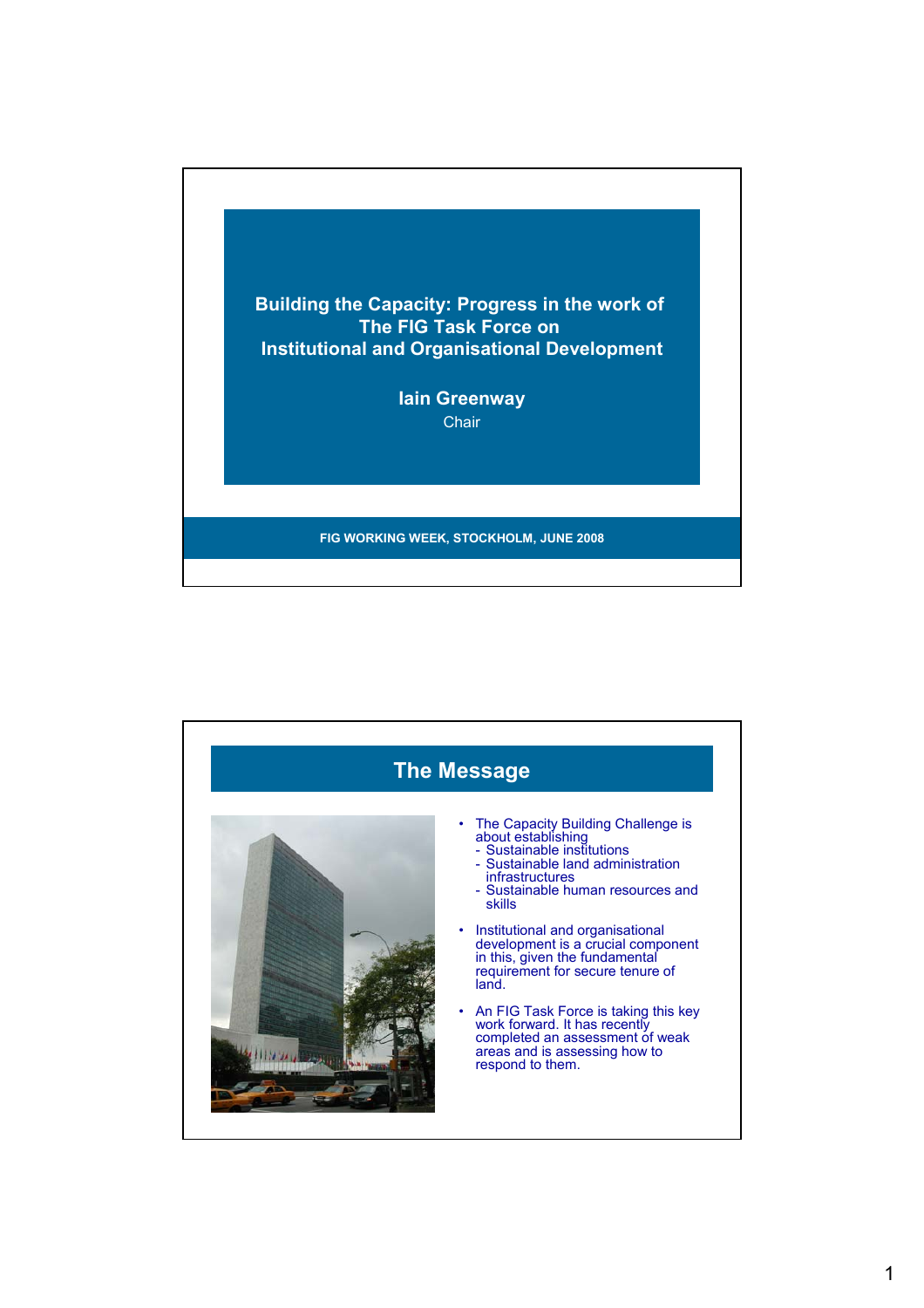# Building the Capacity: Progress in the work of The FIG Task Force on Institutional and Organisational Development

**Iain Greenway**

Chair

**FIG WORKING WEEK, STOCKHOLM, JUNE 2008**

## The Message

- The Capacity Building Challenge is about establishing
  - Sustainable institutions
  - Sustainable land administration infrastructures
  - Sustainable human resources and skills
- Institutional and organisational development is a crucial component in this, given the fundamental requirement for secure tenure of land.
- An FIG Task Force is taking this key work forward. It has recently completed an assessment of weak areas and is assessing how to respond to them.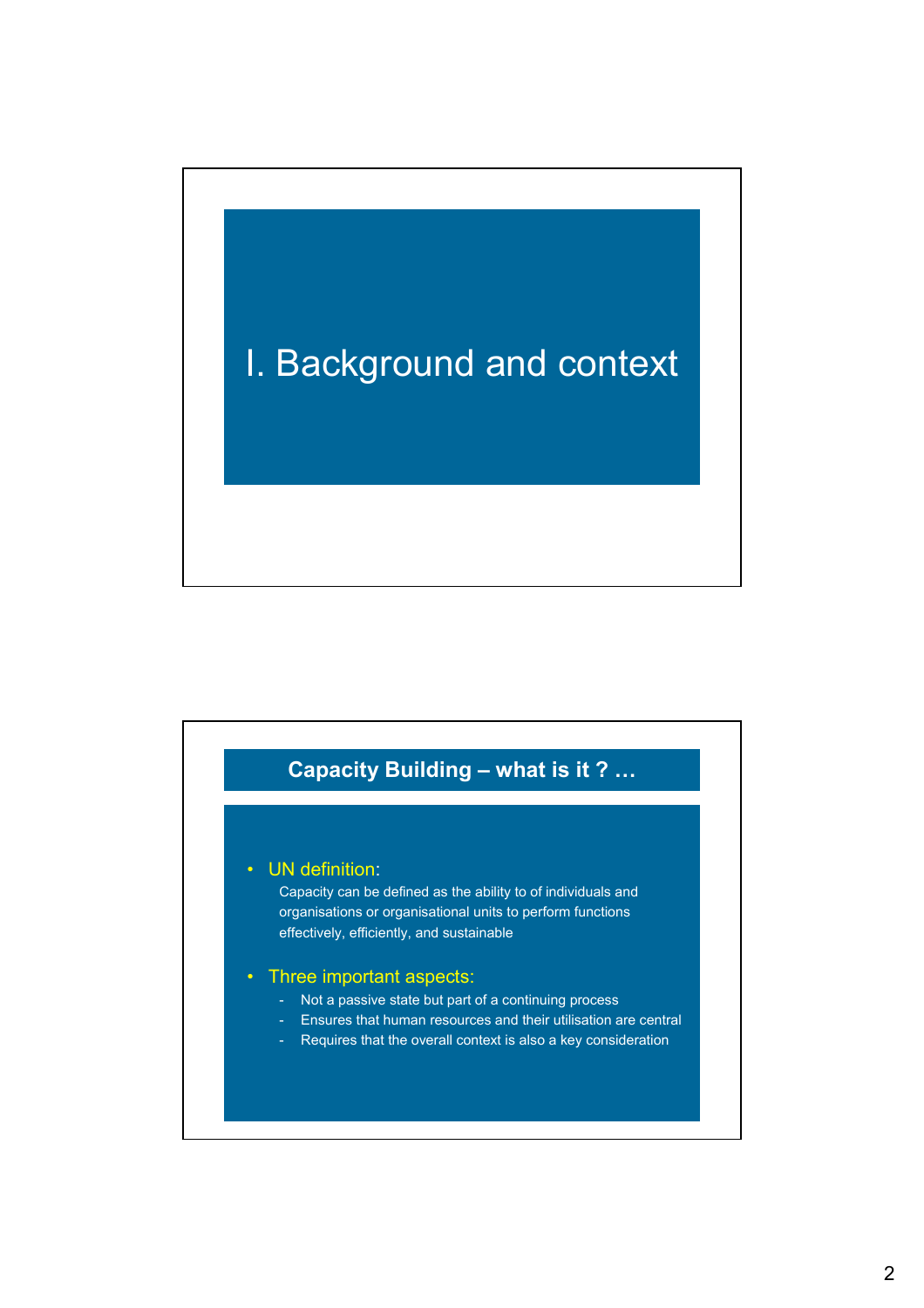# I. Background and context

## Capacity Building – what is it ? …

- UN definition:

  Capacity can be defined as the ability to of individuals and organisations or organisational units to perform functions effectively, efficiently, and sustainable

- Three important aspects:
  - Not a passive state but part of a continuing process
  - Ensures that human resources and their utilisation are central
  - Requires that the overall context is also a key consideration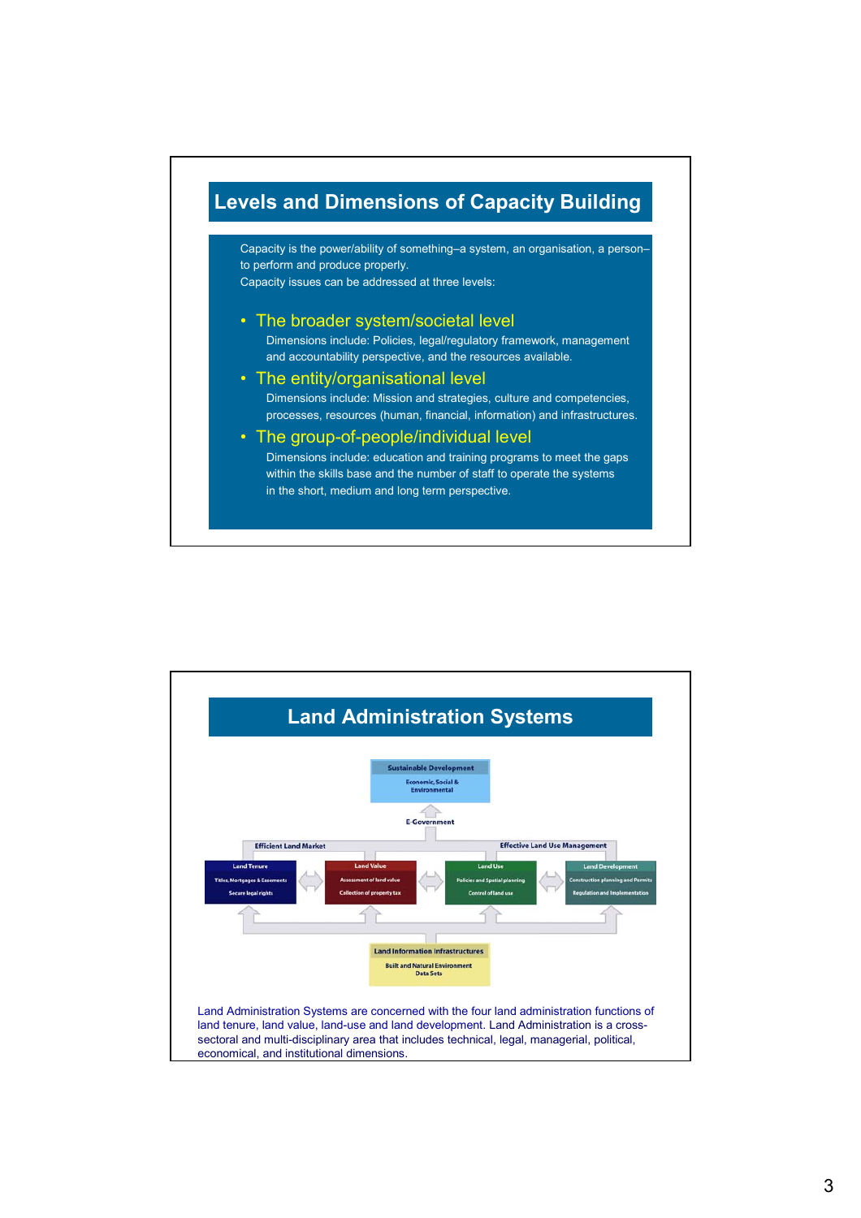## Levels and Dimensions of Capacity Building

Capacity is the power/ability of something–a system, an organisation, a person–to perform and produce properly.
Capacity issues can be addressed at three levels:

- **The broader system/societal level**
  Dimensions include: Policies, legal/regulatory framework, management and accountability perspective, and the resources available.
- **The entity/organisational level**
  Dimensions include: Mission and strategies, culture and competencies, processes, resources (human, financial, information) and infrastructures.
- **The group-of-people/individual level**
  Dimensions include: education and training programs to meet the gaps within the skills base and the number of staff to operate the systems in the short, medium and long term perspective.

## Land Administration Systems

Sustainable Development
Economic, Social & Environmental

E-Government

Efficient Land Market — Effective Land Use Management

- **Land Tenure**: Titles, Mortgages & Easements; Secure legal rights
- **Land Value**: Assessment of land value; Collection of property tax
- **Land Use**: Policies and Spatial planning; Control of land use
- **Land Development**: Construction planning and Permits; Regulation and Implementation

Land Information Infrastructures
Built and Natural Environment Data Sets

Land Administration Systems are concerned with the four land administration functions of land tenure, land value, land-use and land development. Land Administration is a cross-sectoral and multi-disciplinary area that includes technical, legal, managerial, political, economical, and institutional dimensions.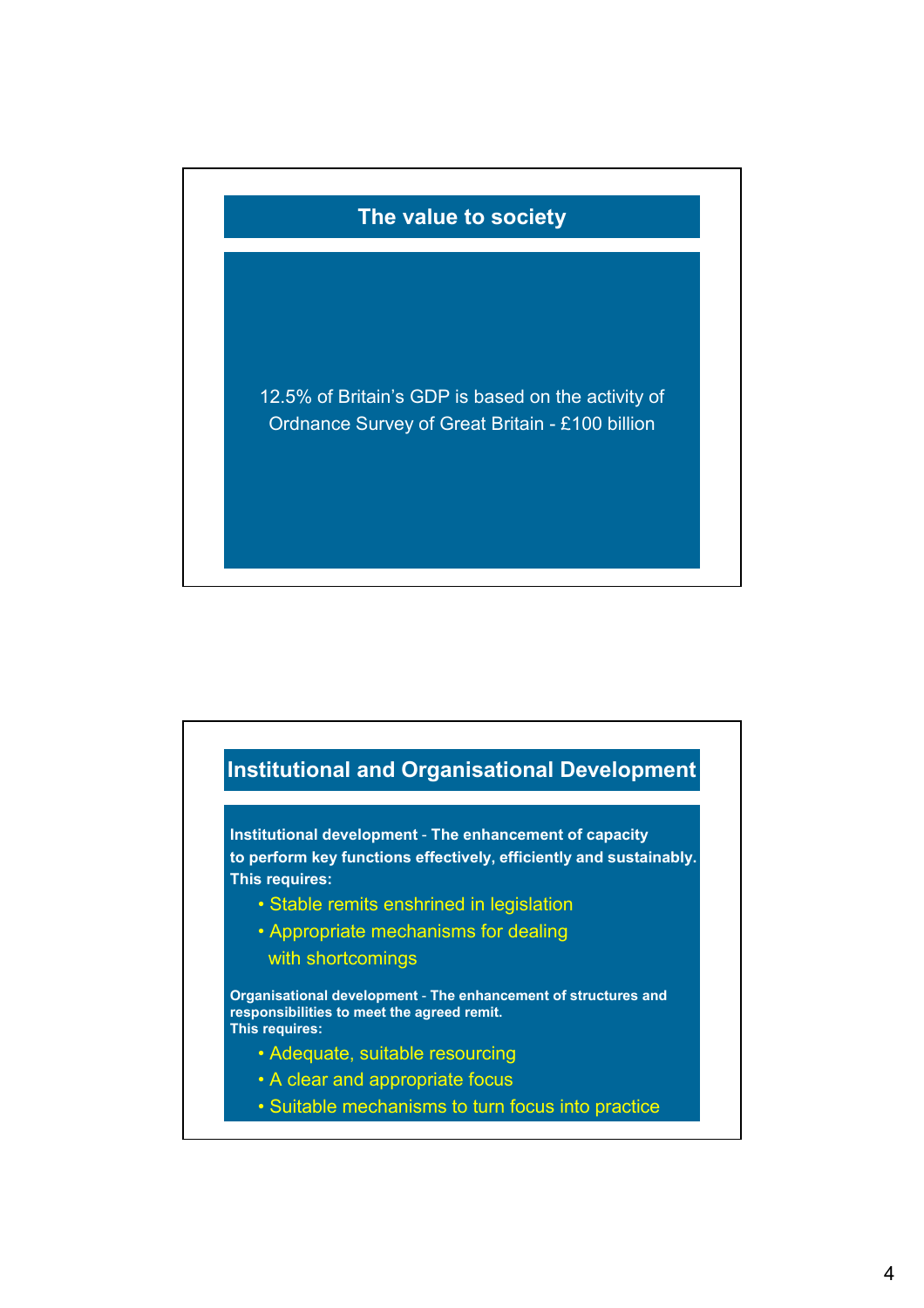## The value to society

12.5% of Britain's GDP is based on the activity of Ordnance Survey of Great Britain - £100 billion

## Institutional and Organisational Development

**Institutional development - The enhancement of capacity to perform key functions effectively, efficiently and sustainably. This requires:**

- Stable remits enshrined in legislation
- Appropriate mechanisms for dealing with shortcomings

**Organisational development - The enhancement of structures and responsibilities to meet the agreed remit. This requires:**

- Adequate, suitable resourcing
- A clear and appropriate focus
- Suitable mechanisms to turn focus into practice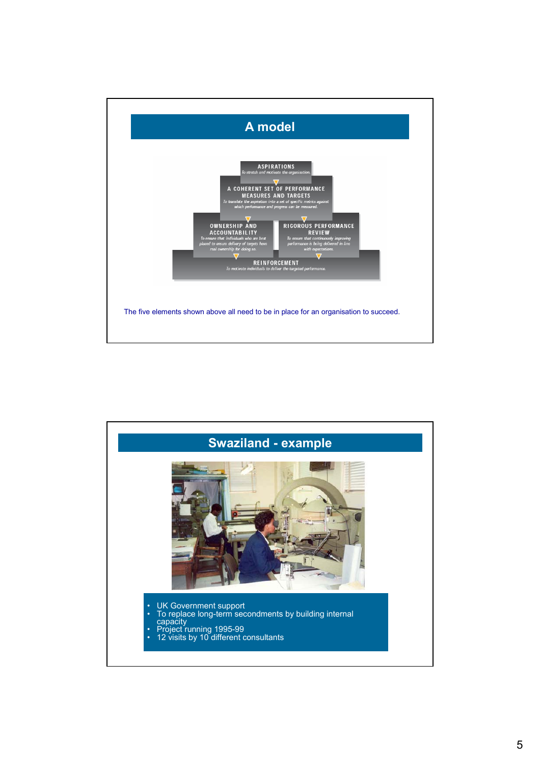## A model

**ASPIRATIONS**
To stretch and motivate the organisation.

**A COHERENT SET OF PERFORMANCE MEASURES AND TARGETS**
To translate the aspiration into a set of specific metrics against which performance and progress can be measured.

**OWNERSHIP AND ACCOUNTABILITY**
To ensure that individuals who are best placed to ensure delivery of targets have real ownership for doing so.

**RIGOROUS PERFORMANCE REVIEW**
To ensure that continuously improving performance is being delivered in line with expectations.

**REINFORCEMENT**
To motivate individuals to deliver the targeted performance.

The five elements shown above all need to be in place for an organisation to succeed.

## Swaziland - example

- UK Government support
- To replace long-term secondments by building internal capacity
- Project running 1995-99
- 12 visits by 10 different consultants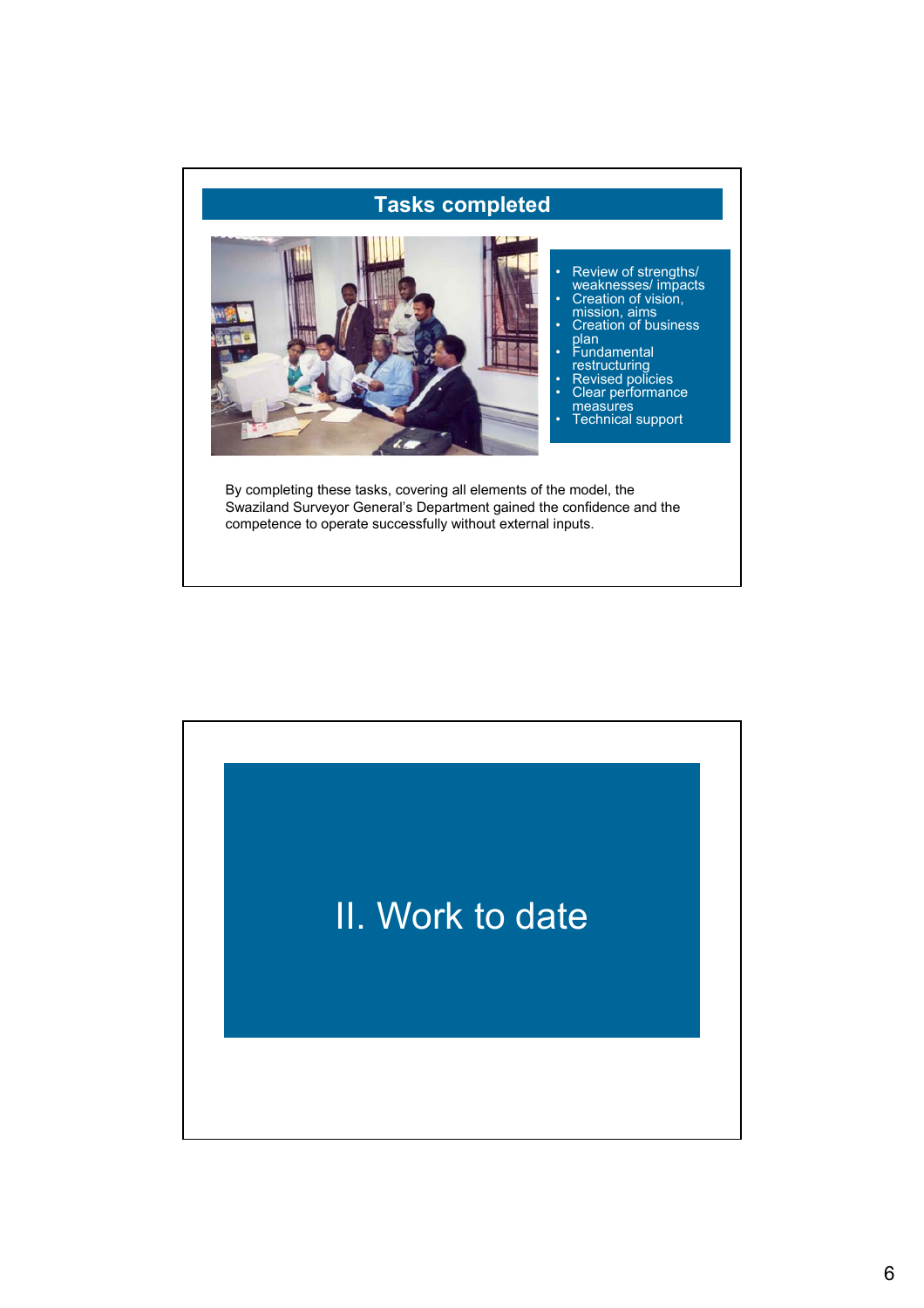## Tasks completed

- Review of strengths/ weaknesses/ impacts
- Creation of vision, mission, aims
- Creation of business plan
- Fundamental restructuring
- Revised policies
- Clear performance measures
- Technical support

By completing these tasks, covering all elements of the model, the Swaziland Surveyor General's Department gained the confidence and the competence to operate successfully without external inputs.

## II. Work to date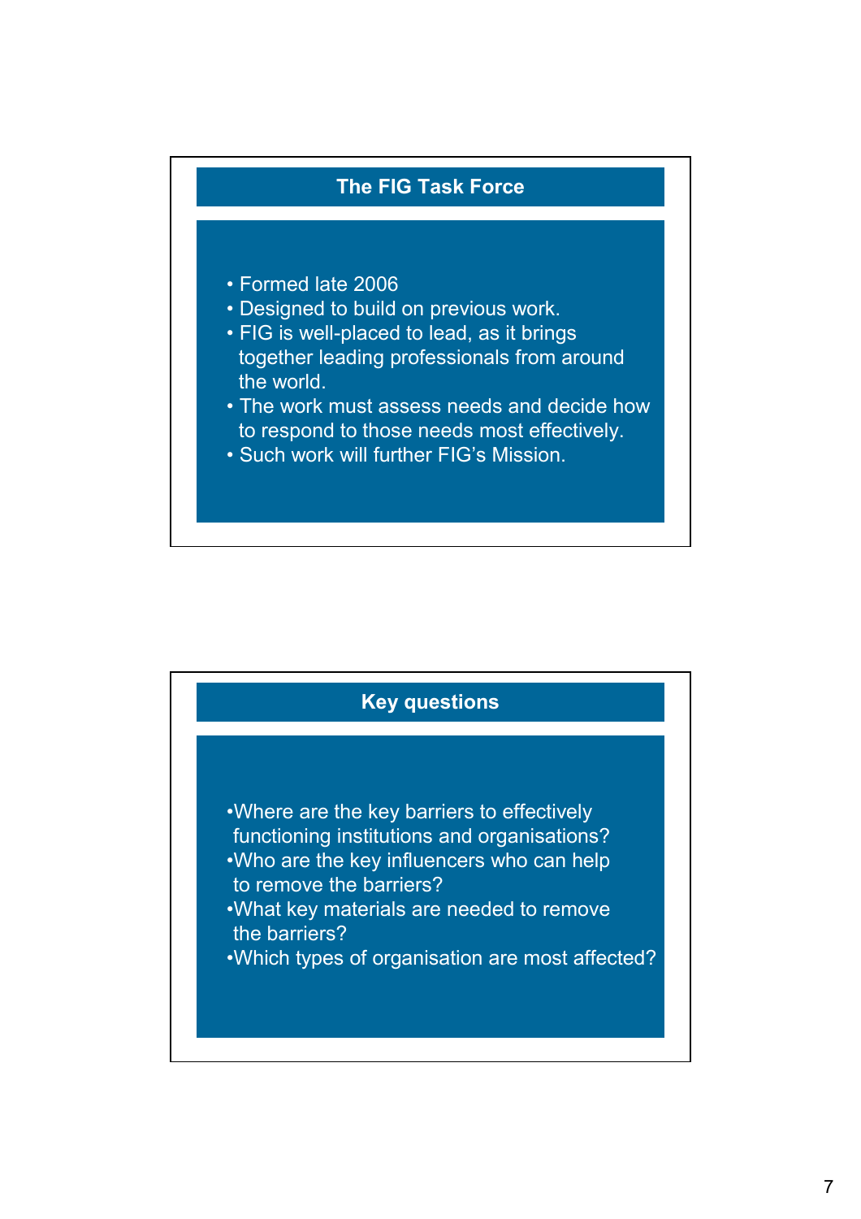## The FIG Task Force

- Formed late 2006
- Designed to build on previous work.
- FIG is well-placed to lead, as it brings together leading professionals from around the world.
- The work must assess needs and decide how to respond to those needs most effectively.
- Such work will further FIG's Mission.

## Key questions

- Where are the key barriers to effectively functioning institutions and organisations?
- Who are the key influencers who can help to remove the barriers?
- What key materials are needed to remove the barriers?
- Which types of organisation are most affected?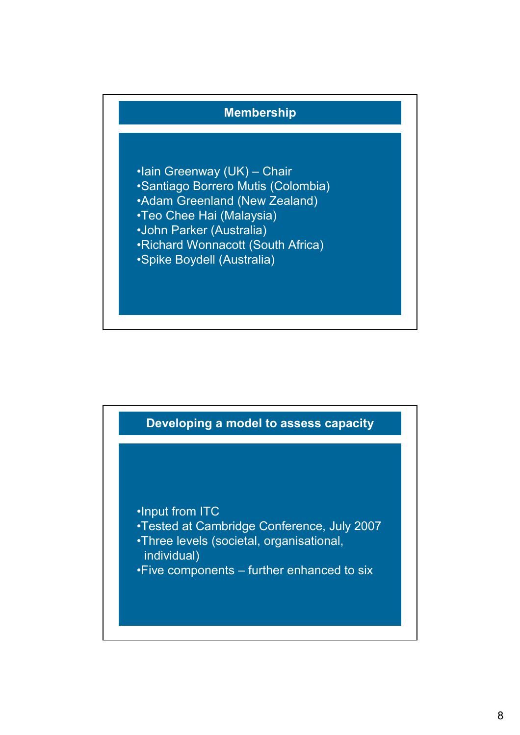## Membership

- Iain Greenway (UK) – Chair
- Santiago Borrero Mutis (Colombia)
- Adam Greenland (New Zealand)
- Teo Chee Hai (Malaysia)
- John Parker (Australia)
- Richard Wonnacott (South Africa)
- Spike Boydell (Australia)

## Developing a model to assess capacity

- Input from ITC
- Tested at Cambridge Conference, July 2007
- Three levels (societal, organisational, individual)
- Five components – further enhanced to six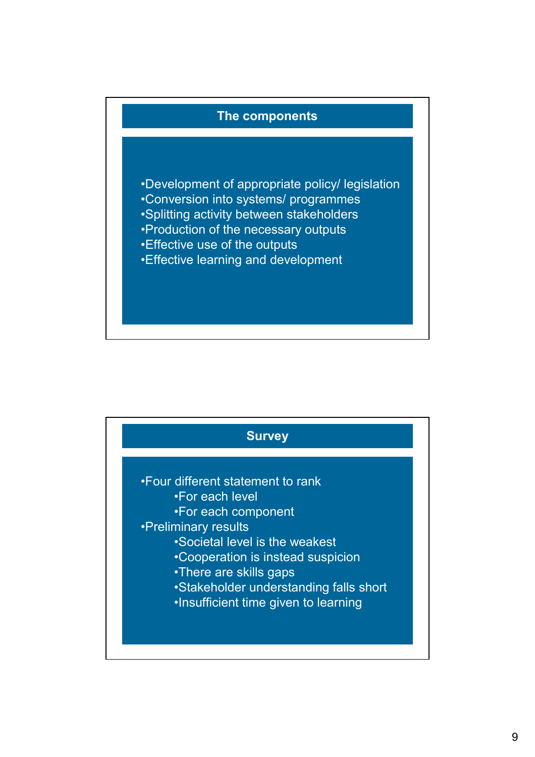## The components

- Development of appropriate policy/ legislation
- Conversion into systems/ programmes
- Splitting activity between stakeholders
- Production of the necessary outputs
- Effective use of the outputs
- Effective learning and development

## Survey

- Four different statement to rank
  - For each level
  - For each component
- Preliminary results
  - Societal level is the weakest
  - Cooperation is instead suspicion
  - There are skills gaps
  - Stakeholder understanding falls short
  - Insufficient time given to learning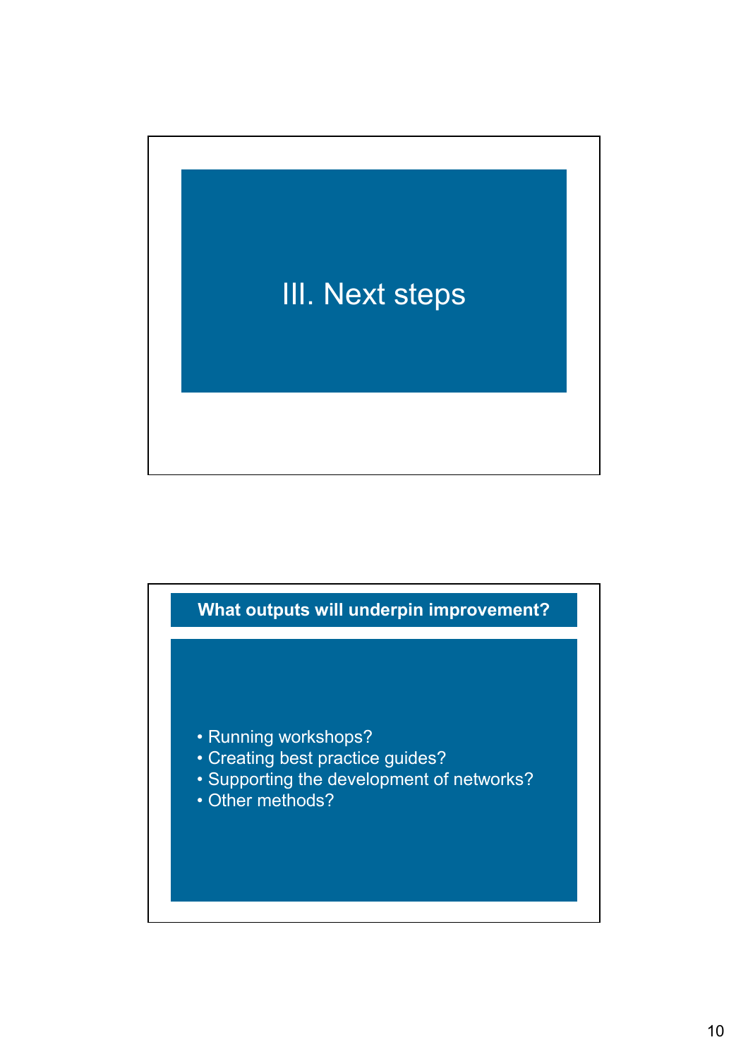# III. Next steps

## What outputs will underpin improvement?

- Running workshops?
- Creating best practice guides?
- Supporting the development of networks?
- Other methods?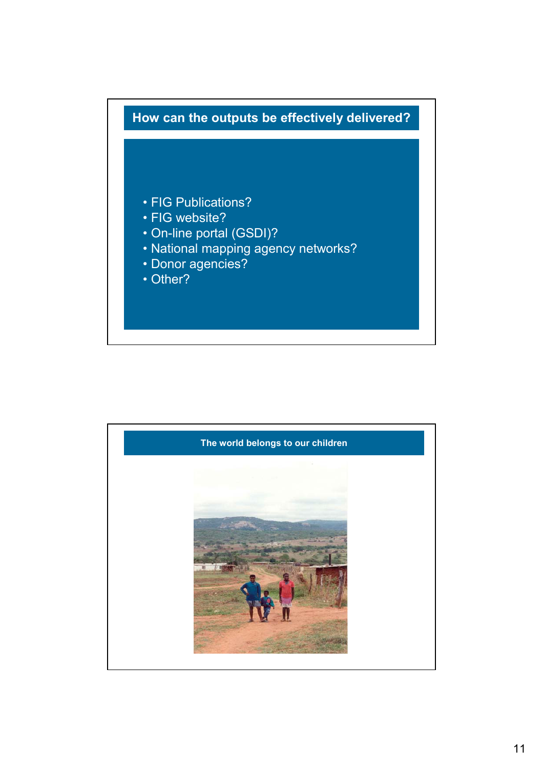## How can the outputs be effectively delivered?

- FIG Publications?
- FIG website?
- On-line portal (GSDI)?
- National mapping agency networks?
- Donor agencies?
- Other?

## The world belongs to our children